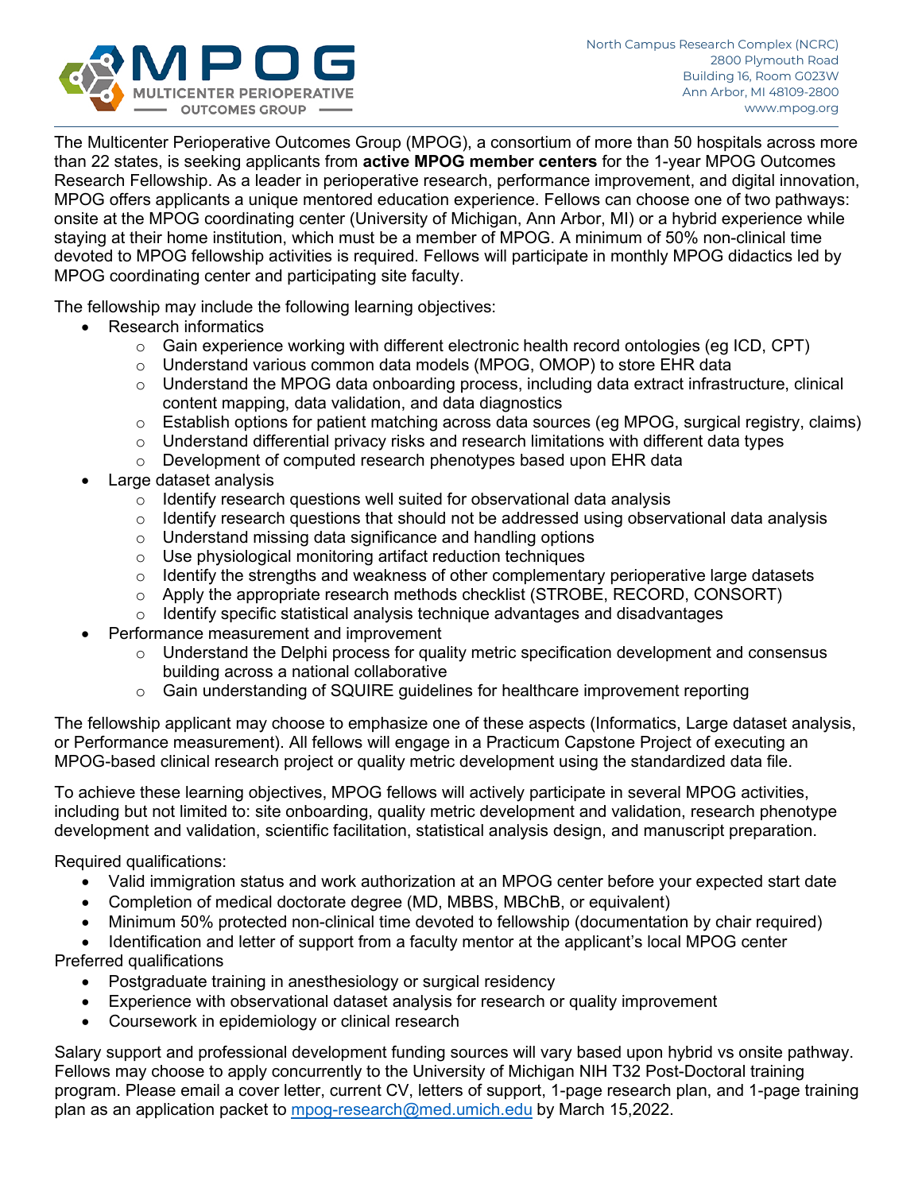North Campus Research Complex (NCRC)
2800 Plymouth Road
Building 16, Room G023W
Ann Arbor, MI 48109-2800
www.mpog.org

The Multicenter Perioperative Outcomes Group (MPOG), a consortium of more than 50 hospitals across more than 22 states, is seeking applicants from **active MPOG member centers** for the 1-year MPOG Outcomes Research Fellowship. As a leader in perioperative research, performance improvement, and digital innovation, MPOG offers applicants a unique mentored education experience. Fellows can choose one of two pathways: onsite at the MPOG coordinating center (University of Michigan, Ann Arbor, MI) or a hybrid experience while staying at their home institution, which must be a member of MPOG. A minimum of 50% non-clinical time devoted to MPOG fellowship activities is required. Fellows will participate in monthly MPOG didactics led by MPOG coordinating center and participating site faculty.

The fellowship may include the following learning objectives:

- Research informatics
    - Gain experience working with different electronic health record ontologies (eg ICD, CPT)
    - Understand various common data models (MPOG, OMOP) to store EHR data
    - Understand the MPOG data onboarding process, including data extract infrastructure, clinical content mapping, data validation, and data diagnostics
    - Establish options for patient matching across data sources (eg MPOG, surgical registry, claims)
    - Understand differential privacy risks and research limitations with different data types
    - Development of computed research phenotypes based upon EHR data
- Large dataset analysis
    - Identify research questions well suited for observational data analysis
    - Identify research questions that should not be addressed using observational data analysis
    - Understand missing data significance and handling options
    - Use physiological monitoring artifact reduction techniques
    - Identify the strengths and weakness of other complementary perioperative large datasets
    - Apply the appropriate research methods checklist (STROBE, RECORD, CONSORT)
    - Identify specific statistical analysis technique advantages and disadvantages
- Performance measurement and improvement
    - Understand the Delphi process for quality metric specification development and consensus building across a national collaborative
    - Gain understanding of SQUIRE guidelines for healthcare improvement reporting

The fellowship applicant may choose to emphasize one of these aspects (Informatics, Large dataset analysis, or Performance measurement). All fellows will engage in a Practicum Capstone Project of executing an MPOG-based clinical research project or quality metric development using the standardized data file.

To achieve these learning objectives, MPOG fellows will actively participate in several MPOG activities, including but not limited to: site onboarding, quality metric development and validation, research phenotype development and validation, scientific facilitation, statistical analysis design, and manuscript preparation.

Required qualifications:

- Valid immigration status and work authorization at an MPOG center before your expected start date
- Completion of medical doctorate degree (MD, MBBS, MBChB, or equivalent)
- Minimum 50% protected non-clinical time devoted to fellowship (documentation by chair required)
- Identification and letter of support from a faculty mentor at the applicant's local MPOG center

Preferred qualifications

- Postgraduate training in anesthesiology or surgical residency
- Experience with observational dataset analysis for research or quality improvement
- Coursework in epidemiology or clinical research

Salary support and professional development funding sources will vary based upon hybrid vs onsite pathway. Fellows may choose to apply concurrently to the University of Michigan NIH T32 Post-Doctoral training program. Please email a cover letter, current CV, letters of support, 1-page research plan, and 1-page training plan as an application packet to mpog-research@med.umich.edu by March 15,2022.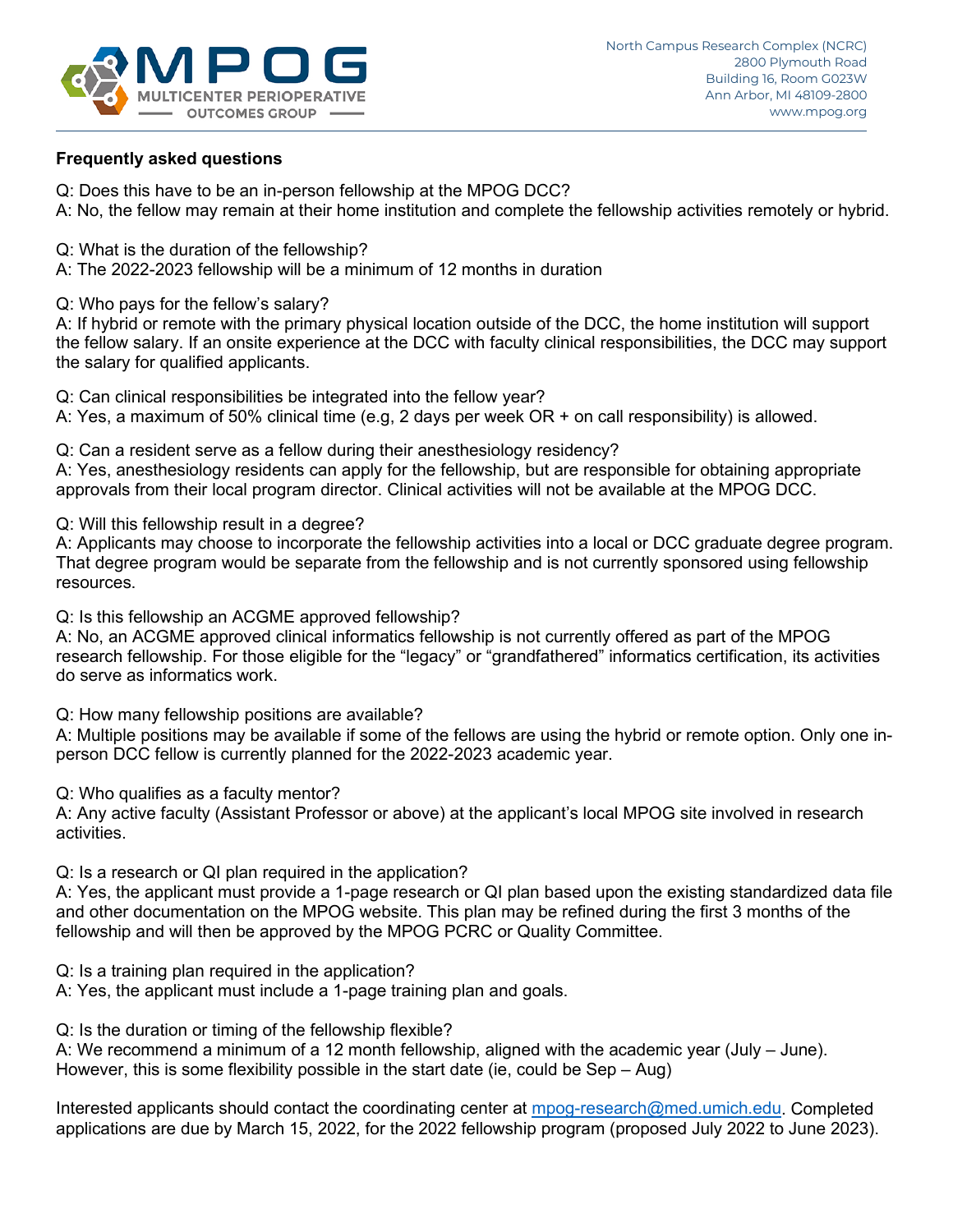**Frequently asked questions**

Q: Does this have to be an in-person fellowship at the MPOG DCC?
A: No, the fellow may remain at their home institution and complete the fellowship activities remotely or hybrid.

Q: What is the duration of the fellowship?
A: The 2022-2023 fellowship will be a minimum of 12 months in duration

Q: Who pays for the fellow's salary?
A: If hybrid or remote with the primary physical location outside of the DCC, the home institution will support the fellow salary. If an onsite experience at the DCC with faculty clinical responsibilities, the DCC may support the salary for qualified applicants.

Q: Can clinical responsibilities be integrated into the fellow year?
A: Yes, a maximum of 50% clinical time (e.g, 2 days per week OR + on call responsibility) is allowed.

Q: Can a resident serve as a fellow during their anesthesiology residency?
A: Yes, anesthesiology residents can apply for the fellowship, but are responsible for obtaining appropriate approvals from their local program director. Clinical activities will not be available at the MPOG DCC.

Q: Will this fellowship result in a degree?
A: Applicants may choose to incorporate the fellowship activities into a local or DCC graduate degree program. That degree program would be separate from the fellowship and is not currently sponsored using fellowship resources.

Q: Is this fellowship an ACGME approved fellowship?
A: No, an ACGME approved clinical informatics fellowship is not currently offered as part of the MPOG research fellowship. For those eligible for the "legacy" or "grandfathered" informatics certification, its activities do serve as informatics work.

Q: How many fellowship positions are available?
A: Multiple positions may be available if some of the fellows are using the hybrid or remote option. Only one in-person DCC fellow is currently planned for the 2022-2023 academic year.

Q: Who qualifies as a faculty mentor?
A: Any active faculty (Assistant Professor or above) at the applicant's local MPOG site involved in research activities.

Q: Is a research or QI plan required in the application?
A: Yes, the applicant must provide a 1-page research or QI plan based upon the existing standardized data file and other documentation on the MPOG website. This plan may be refined during the first 3 months of the fellowship and will then be approved by the MPOG PCRC or Quality Committee.

Q: Is a training plan required in the application?
A: Yes, the applicant must include a 1-page training plan and goals.

Q: Is the duration or timing of the fellowship flexible?
A: We recommend a minimum of a 12 month fellowship, aligned with the academic year (July – June). However, this is some flexibility possible in the start date (ie, could be Sep – Aug)

Interested applicants should contact the coordinating center at mpog-research@med.umich.edu. Completed applications are due by March 15, 2022, for the 2022 fellowship program (proposed July 2022 to June 2023).